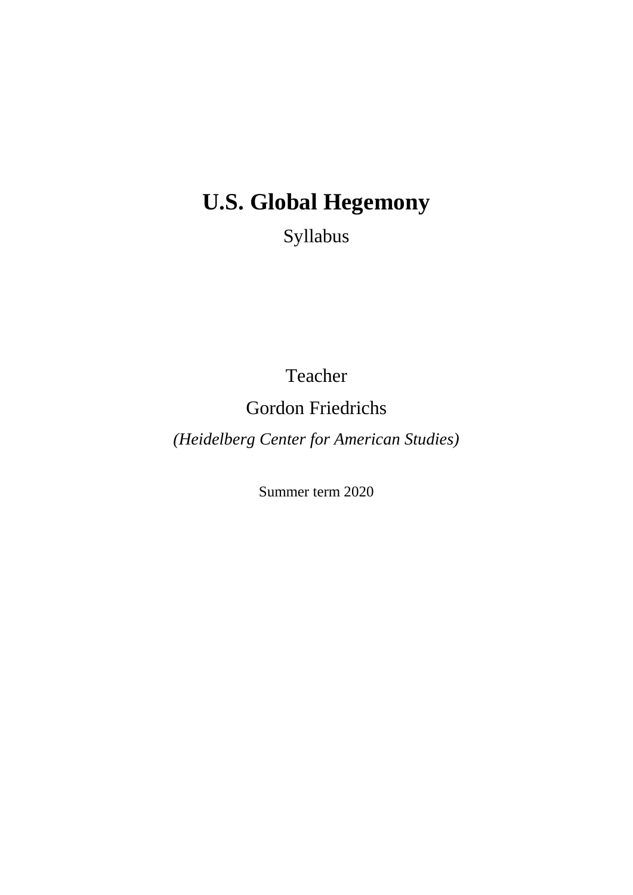# U.S. Global Hegemony

Syllabus

Teacher

Gordon Friedrichs

*(Heidelberg Center for American Studies)*

Summer term 2020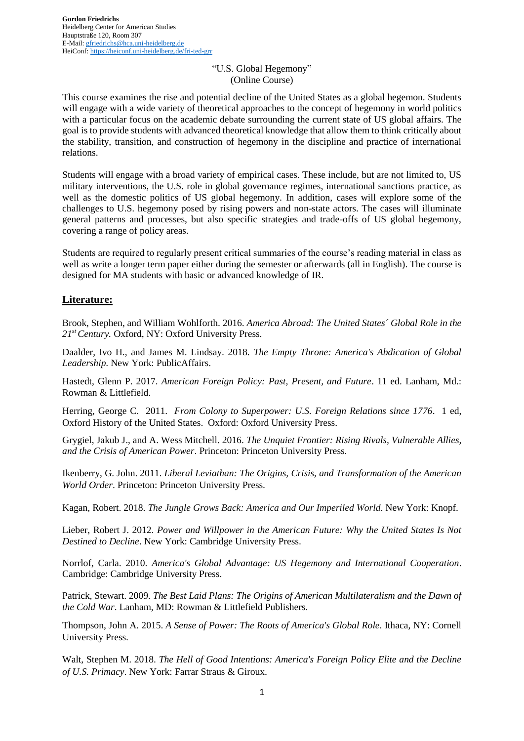**Gordon Friedrichs**
Heidelberg Center for American Studies
Hauptstraße 120, Room 307
E-Mail: gfriedrichs@hca.uni-heidelberg.de
HeiConf: https://heiconf.uni-heidelberg.de/fri-ted-grr

# "U.S. Global Hegemony"
(Online Course)

This course examines the rise and potential decline of the United States as a global hegemon. Students will engage with a wide variety of theoretical approaches to the concept of hegemony in world politics with a particular focus on the academic debate surrounding the current state of US global affairs. The goal is to provide students with advanced theoretical knowledge that allow them to think critically about the stability, transition, and construction of hegemony in the discipline and practice of international relations.

Students will engage with a broad variety of empirical cases. These include, but are not limited to, US military interventions, the U.S. role in global governance regimes, international sanctions practice, as well as the domestic politics of US global hegemony. In addition, cases will explore some of the challenges to U.S. hegemony posed by rising powers and non-state actors. The cases will illuminate general patterns and processes, but also specific strategies and trade-offs of US global hegemony, covering a range of policy areas.

Students are required to regularly present critical summaries of the course's reading material in class as well as write a longer term paper either during the semester or afterwards (all in English). The course is designed for MA students with basic or advanced knowledge of IR.

## Literature:

Brook, Stephen, and William Wohlforth. 2016. *America Abroad: The United States´ Global Role in the 21st Century.* Oxford, NY: Oxford University Press.

Daalder, Ivo H., and James M. Lindsay. 2018. *The Empty Throne: America's Abdication of Global Leadership.* New York: PublicAffairs.

Hastedt, Glenn P. 2017. *American Foreign Policy: Past, Present, and Future*. 11 ed. Lanham, Md.: Rowman & Littlefield.

Herring, George C. 2011. *From Colony to Superpower: U.S. Foreign Relations since 1776*. 1 ed, Oxford History of the United States. Oxford: Oxford University Press.

Grygiel, Jakub J., and A. Wess Mitchell. 2016. *The Unquiet Frontier: Rising Rivals, Vulnerable Allies, and the Crisis of American Power*. Princeton: Princeton University Press.

Ikenberry, G. John. 2011. *Liberal Leviathan: The Origins, Crisis, and Transformation of the American World Order*. Princeton: Princeton University Press.

Kagan, Robert. 2018. *The Jungle Grows Back: America and Our Imperiled World*. New York: Knopf.

Lieber, Robert J. 2012. *Power and Willpower in the American Future: Why the United States Is Not Destined to Decline*. New York: Cambridge University Press.

Norrlof, Carla. 2010. *America's Global Advantage: US Hegemony and International Cooperation*. Cambridge: Cambridge University Press.

Patrick, Stewart. 2009. *The Best Laid Plans: The Origins of American Multilateralism and the Dawn of the Cold War*. Lanham, MD: Rowman & Littlefield Publishers.

Thompson, John A. 2015. *A Sense of Power: The Roots of America's Global Role*. Ithaca, NY: Cornell University Press.

Walt, Stephen M. 2018. *The Hell of Good Intentions: America's Foreign Policy Elite and the Decline of U.S. Primacy*. New York: Farrar Straus & Giroux.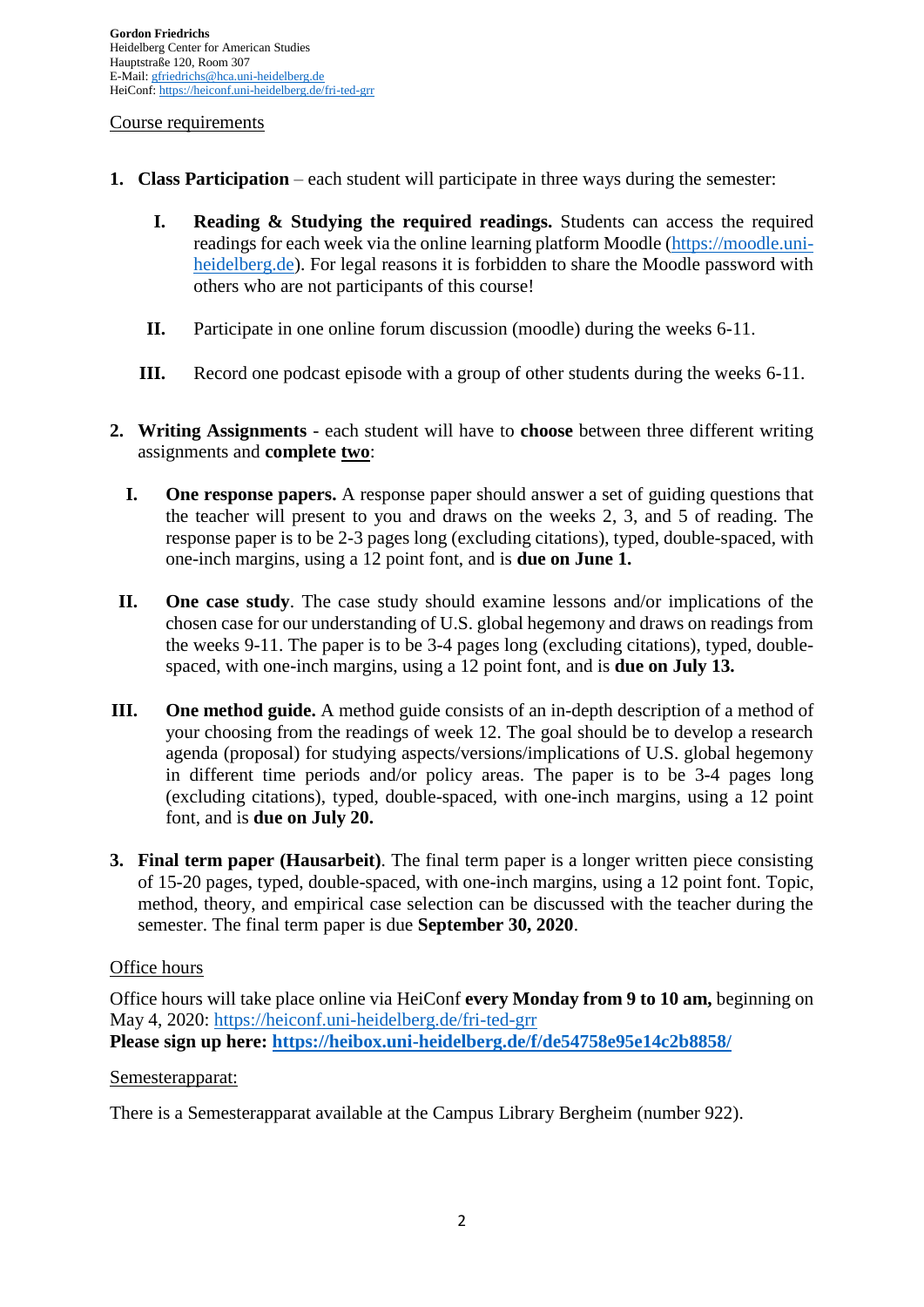**Gordon Friedrichs**
Heidelberg Center for American Studies
Hauptstraße 120, Room 307
E-Mail: gfriedrichs@hca.uni-heidelberg.de
HeiConf: https://heiconf.uni-heidelberg.de/fri-ted-grr

Course requirements

1. **Class Participation** – each student will participate in three ways during the semester:

   I. **Reading & Studying the required readings.** Students can access the required readings for each week via the online learning platform Moodle (https://moodle.uni-heidelberg.de). For legal reasons it is forbidden to share the Moodle password with others who are not participants of this course!

   II. Participate in one online forum discussion (moodle) during the weeks 6-11.

   III. Record one podcast episode with a group of other students during the weeks 6-11.

2. **Writing Assignments** - each student will have to **choose** between three different writing assignments and **complete <u>two</u>**:

   I. **One response papers.** A response paper should answer a set of guiding questions that the teacher will present to you and draws on the weeks 2, 3, and 5 of reading. The response paper is to be 2-3 pages long (excluding citations), typed, double-spaced, with one-inch margins, using a 12 point font, and is **due on June 1.**

   II. **One case study**. The case study should examine lessons and/or implications of the chosen case for our understanding of U.S. global hegemony and draws on readings from the weeks 9-11. The paper is to be 3-4 pages long (excluding citations), typed, double-spaced, with one-inch margins, using a 12 point font, and is **due on July 13.**

   III. **One method guide.** A method guide consists of an in-depth description of a method of your choosing from the readings of week 12. The goal should be to develop a research agenda (proposal) for studying aspects/versions/implications of U.S. global hegemony in different time periods and/or policy areas. The paper is to be 3-4 pages long (excluding citations), typed, double-spaced, with one-inch margins, using a 12 point font, and is **due on July 20.**

3. **Final term paper (Hausarbeit)**. The final term paper is a longer written piece consisting of 15-20 pages, typed, double-spaced, with one-inch margins, using a 12 point font. Topic, method, theory, and empirical case selection can be discussed with the teacher during the semester. The final term paper is due **September 30, 2020**.

Office hours

Office hours will take place online via HeiConf **every Monday from 9 to 10 am,** beginning on May 4, 2020: https://heiconf.uni-heidelberg.de/fri-ted-grr
**Please sign up here: https://heibox.uni-heidelberg.de/f/de54758e95e14c2b8858/**

Semesterapparat:

There is a Semesterapparat available at the Campus Library Bergheim (number 922).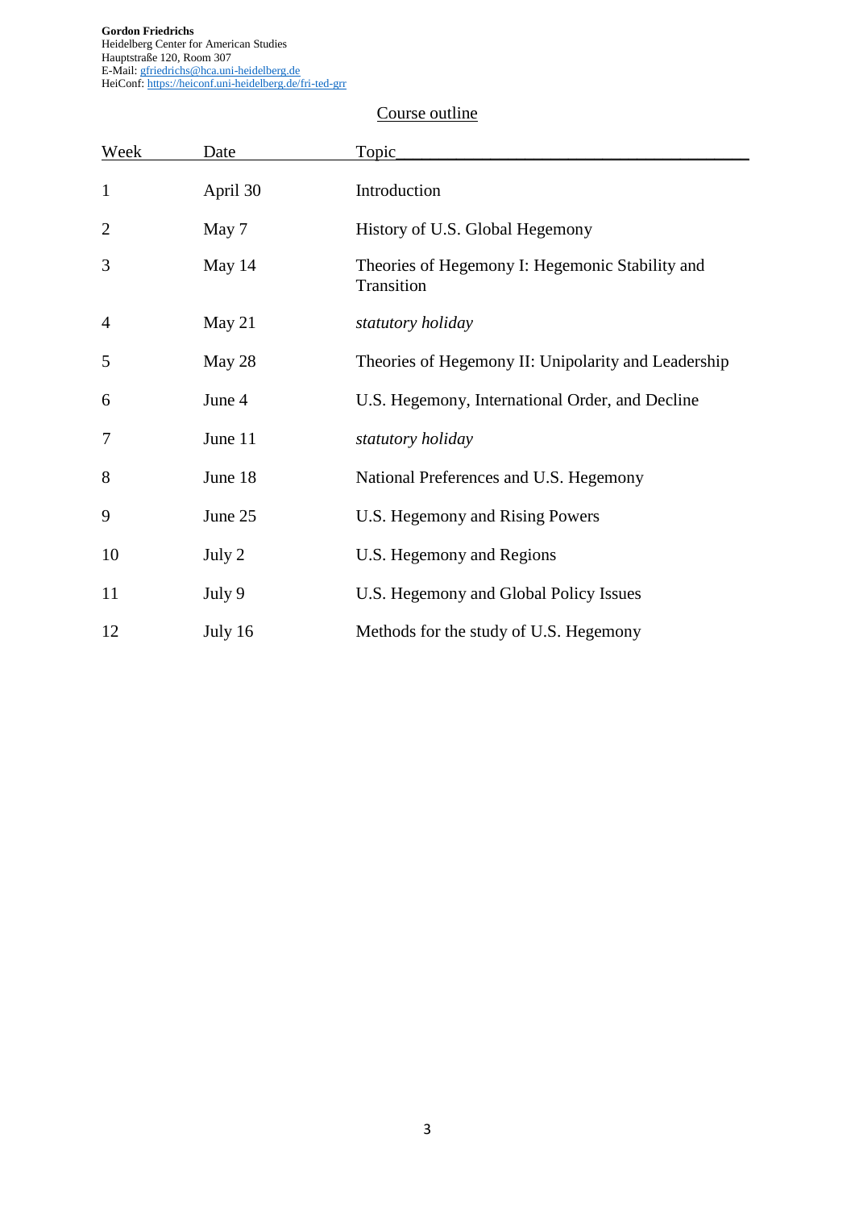**Gordon Friedrichs**
Heidelberg Center for American Studies
Hauptstraße 120, Room 307
E-Mail: gfriedrichs@hca.uni-heidelberg.de
HeiConf: https://heiconf.uni-heidelberg.de/fri-ted-grr

## Course outline

| Week | Date | Topic |
|---|---|---|
| 1 | April 30 | Introduction |
| 2 | May 7 | History of U.S. Global Hegemony |
| 3 | May 14 | Theories of Hegemony I: Hegemonic Stability and Transition |
| 4 | May 21 | *statutory holiday* |
| 5 | May 28 | Theories of Hegemony II: Unipolarity and Leadership |
| 6 | June 4 | U.S. Hegemony, International Order, and Decline |
| 7 | June 11 | *statutory holiday* |
| 8 | June 18 | National Preferences and U.S. Hegemony |
| 9 | June 25 | U.S. Hegemony and Rising Powers |
| 10 | July 2 | U.S. Hegemony and Regions |
| 11 | July 9 | U.S. Hegemony and Global Policy Issues |
| 12 | July 16 | Methods for the study of U.S. Hegemony |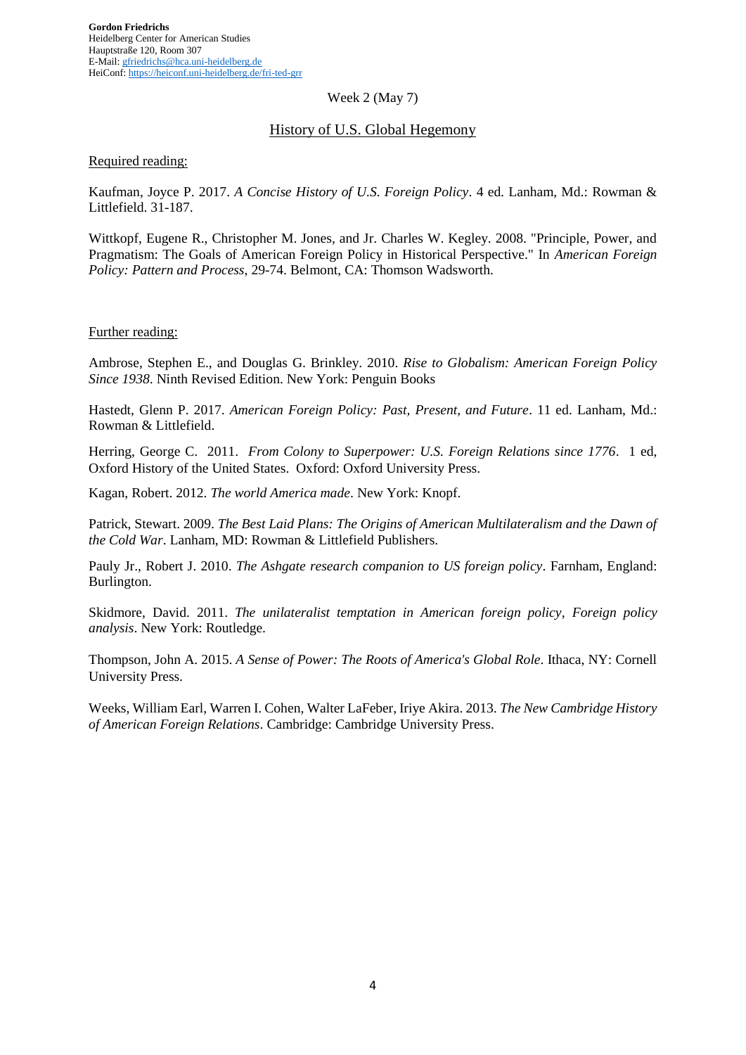**Gordon Friedrichs**
Heidelberg Center for American Studies
Hauptstraße 120, Room 307
E-Mail: gfriedrichs@hca.uni-heidelberg.de
HeiConf: https://heiconf.uni-heidelberg.de/fri-ted-grr

Week 2 (May 7)

## History of U.S. Global Hegemony

Required reading:

Kaufman, Joyce P. 2017. *A Concise History of U.S. Foreign Policy*. 4 ed. Lanham, Md.: Rowman & Littlefield. 31-187.

Wittkopf, Eugene R., Christopher M. Jones, and Jr. Charles W. Kegley. 2008. "Principle, Power, and Pragmatism: The Goals of American Foreign Policy in Historical Perspective." In *American Foreign Policy: Pattern and Process*, 29-74. Belmont, CA: Thomson Wadsworth.

Further reading:

Ambrose, Stephen E., and Douglas G. Brinkley. 2010. *Rise to Globalism: American Foreign Policy Since 1938*. Ninth Revised Edition. New York: Penguin Books

Hastedt, Glenn P. 2017. *American Foreign Policy: Past, Present, and Future*. 11 ed. Lanham, Md.: Rowman & Littlefield.

Herring, George C. 2011. *From Colony to Superpower: U.S. Foreign Relations since 1776*. 1 ed, Oxford History of the United States. Oxford: Oxford University Press.

Kagan, Robert. 2012. *The world America made*. New York: Knopf.

Patrick, Stewart. 2009. *The Best Laid Plans: The Origins of American Multilateralism and the Dawn of the Cold War*. Lanham, MD: Rowman & Littlefield Publishers.

Pauly Jr., Robert J. 2010. *The Ashgate research companion to US foreign policy*. Farnham, England: Burlington.

Skidmore, David. 2011. *The unilateralist temptation in American foreign policy*, *Foreign policy analysis*. New York: Routledge.

Thompson, John A. 2015. *A Sense of Power: The Roots of America's Global Role*. Ithaca, NY: Cornell University Press.

Weeks, William Earl, Warren I. Cohen, Walter LaFeber, Iriye Akira. 2013. *The New Cambridge History of American Foreign Relations*. Cambridge: Cambridge University Press.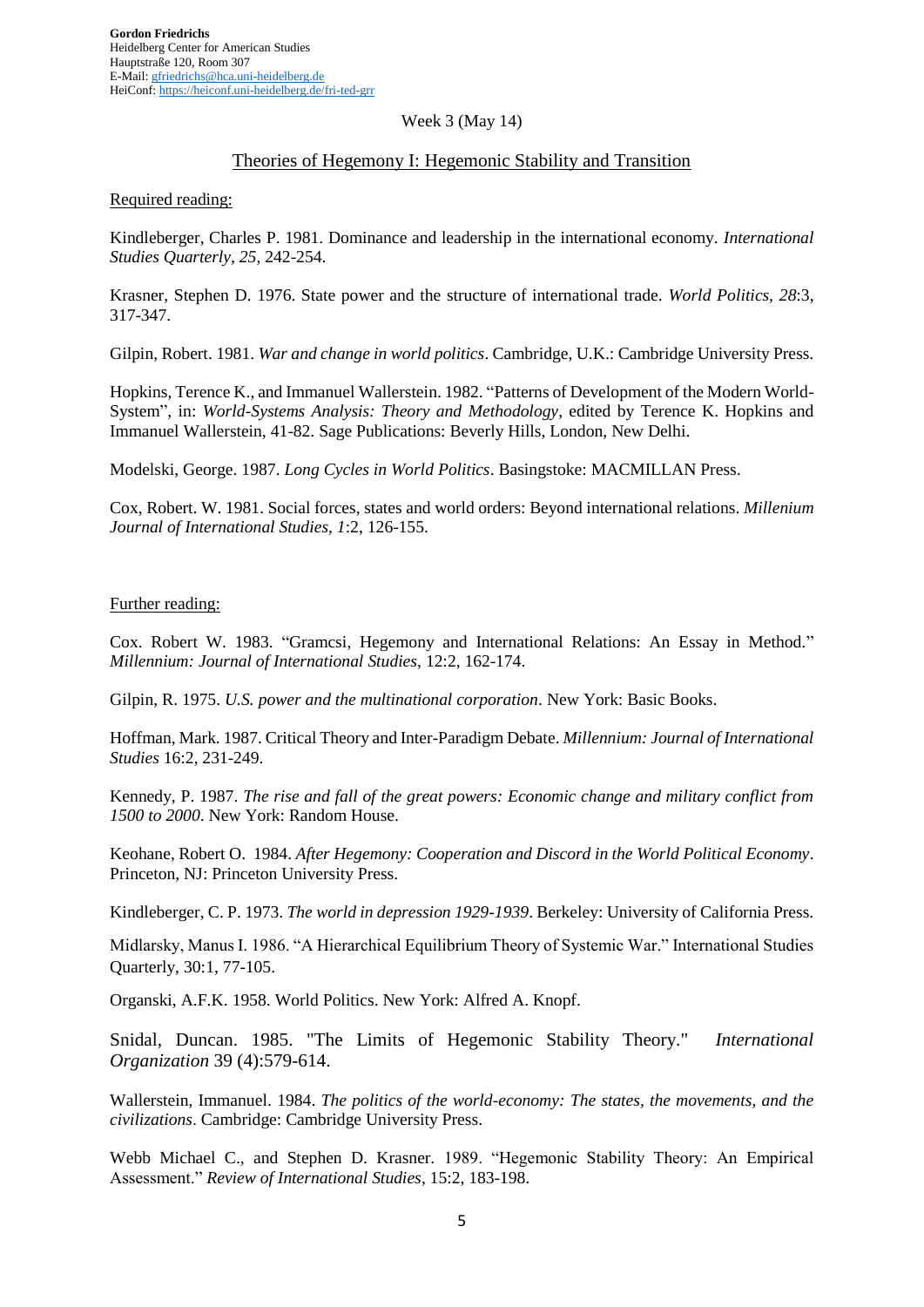**Gordon Friedrichs**
Heidelberg Center for American Studies
Hauptstraße 120, Room 307
E-Mail: gfriedrichs@hca.uni-heidelberg.de
HeiConf: https://heiconf.uni-heidelberg.de/fri-ted-grr

Week 3 (May 14)

## Theories of Hegemony I: Hegemonic Stability and Transition

Required reading:

Kindleberger, Charles P. 1981. Dominance and leadership in the international economy. *International Studies Quarterly, 25*, 242-254.

Krasner, Stephen D. 1976. State power and the structure of international trade. *World Politics, 28*:3, 317-347.

Gilpin, Robert. 1981. *War and change in world politics*. Cambridge, U.K.: Cambridge University Press.

Hopkins, Terence K., and Immanuel Wallerstein. 1982. "Patterns of Development of the Modern World-System", in: *World-Systems Analysis: Theory and Methodology*, edited by Terence K. Hopkins and Immanuel Wallerstein, 41-82. Sage Publications: Beverly Hills, London, New Delhi.

Modelski, George. 1987. *Long Cycles in World Politics*. Basingstoke: MACMILLAN Press.

Cox, Robert. W. 1981. Social forces, states and world orders: Beyond international relations. *Millenium Journal of International Studies, 1*:2, 126-155.

Further reading:

Cox. Robert W. 1983. "Gramcsi, Hegemony and International Relations: An Essay in Method." *Millennium: Journal of International Studies*, 12:2, 162-174.

Gilpin, R. 1975. *U.S. power and the multinational corporation*. New York: Basic Books.

Hoffman, Mark. 1987. Critical Theory and Inter-Paradigm Debate. *Millennium: Journal of International Studies* 16:2, 231-249.

Kennedy, P. 1987. *The rise and fall of the great powers: Economic change and military conflict from 1500 to 2000*. New York: Random House.

Keohane, Robert O. 1984. *After Hegemony: Cooperation and Discord in the World Political Economy*. Princeton, NJ: Princeton University Press.

Kindleberger, C. P. 1973. *The world in depression 1929-1939*. Berkeley: University of California Press.

Midlarsky, Manus I. 1986. "A Hierarchical Equilibrium Theory of Systemic War." International Studies Quarterly, 30:1, 77-105.

Organski, A.F.K. 1958. World Politics. New York: Alfred A. Knopf.

Snidal, Duncan. 1985. "The Limits of Hegemonic Stability Theory." *International Organization* 39 (4):579-614.

Wallerstein, Immanuel. 1984. *The politics of the world-economy: The states, the movements, and the civilizations*. Cambridge: Cambridge University Press.

Webb Michael C., and Stephen D. Krasner. 1989. "Hegemonic Stability Theory: An Empirical Assessment." *Review of International Studies*, 15:2, 183-198.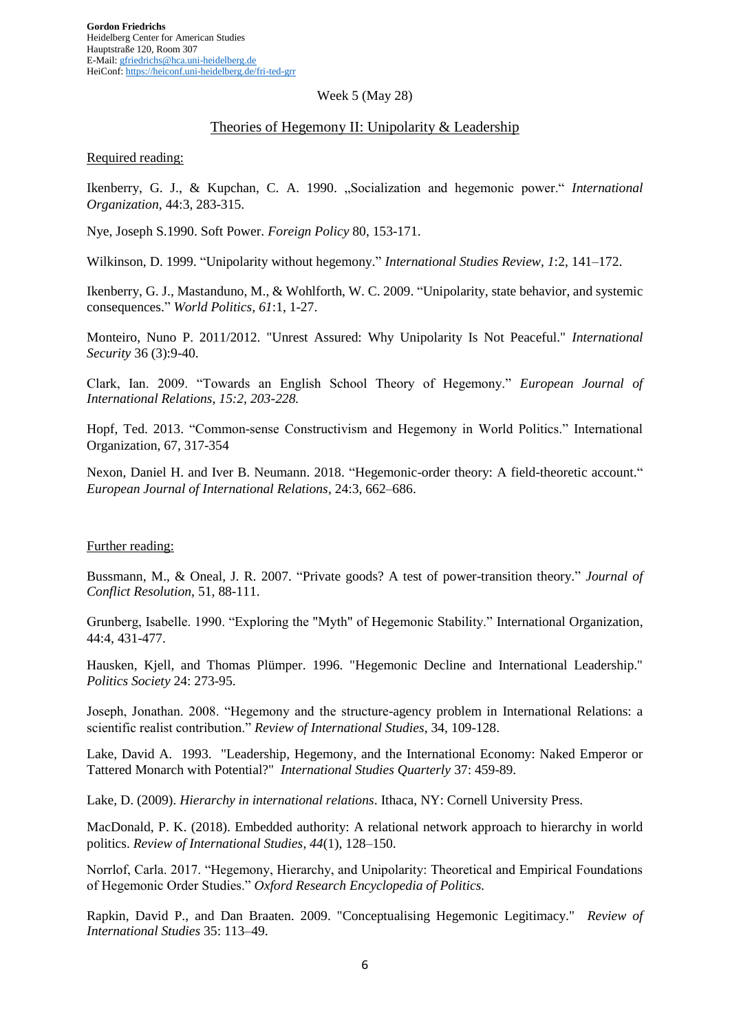**Gordon Friedrichs**
Heidelberg Center for American Studies
Hauptstraße 120, Room 307
E-Mail: gfriedrichs@hca.uni-heidelberg.de
HeiConf: https://heiconf.uni-heidelberg.de/fri-ted-grr

Week 5 (May 28)

## Theories of Hegemony II: Unipolarity & Leadership

Required reading:

Ikenberry, G. J., & Kupchan, C. A. 1990. „Socialization and hegemonic power." *International Organization*, 44:3, 283-315.

Nye, Joseph S.1990. Soft Power. *Foreign Policy* 80, 153-171.

Wilkinson, D. 1999. "Unipolarity without hegemony." *International Studies Review*, *1*:2, 141–172.

Ikenberry, G. J., Mastanduno, M., & Wohlforth, W. C. 2009. "Unipolarity, state behavior, and systemic consequences." *World Politics, 61*:1, 1-27.

Monteiro, Nuno P. 2011/2012. "Unrest Assured: Why Unipolarity Is Not Peaceful." *International Security* 36 (3):9-40.

Clark, Ian. 2009. "Towards an English School Theory of Hegemony." *European Journal of International Relations, 15:2, 203-228.*

Hopf, Ted. 2013. "Common-sense Constructivism and Hegemony in World Politics." International Organization, 67, 317-354

Nexon, Daniel H. and Iver B. Neumann. 2018. "Hegemonic-order theory: A field-theoretic account." *European Journal of International Relations*, 24:3, 662–686.

Further reading:

Bussmann, M., & Oneal, J. R. 2007. "Private goods? A test of power-transition theory." *Journal of Conflict Resolution*, 51, 88-111.

Grunberg, Isabelle. 1990. "Exploring the "Myth" of Hegemonic Stability." International Organization, 44:4, 431-477.

Hausken, Kjell, and Thomas Plümper. 1996. "Hegemonic Decline and International Leadership." *Politics Society* 24: 273-95.

Joseph, Jonathan. 2008. "Hegemony and the structure-agency problem in International Relations: a scientific realist contribution." *Review of International Studies*, 34, 109-128.

Lake, David A. 1993. "Leadership, Hegemony, and the International Economy: Naked Emperor or Tattered Monarch with Potential?" *International Studies Quarterly* 37: 459-89.

Lake, D. (2009). *Hierarchy in international relations*. Ithaca, NY: Cornell University Press.

MacDonald, P. K. (2018). Embedded authority: A relational network approach to hierarchy in world politics. *Review of International Studies*, *44*(1), 128–150.

Norrlof, Carla. 2017. "Hegemony, Hierarchy, and Unipolarity: Theoretical and Empirical Foundations of Hegemonic Order Studies." *Oxford Research Encyclopedia of Politics.*

Rapkin, David P., and Dan Braaten. 2009. "Conceptualising Hegemonic Legitimacy." *Review of International Studies* 35: 113–49.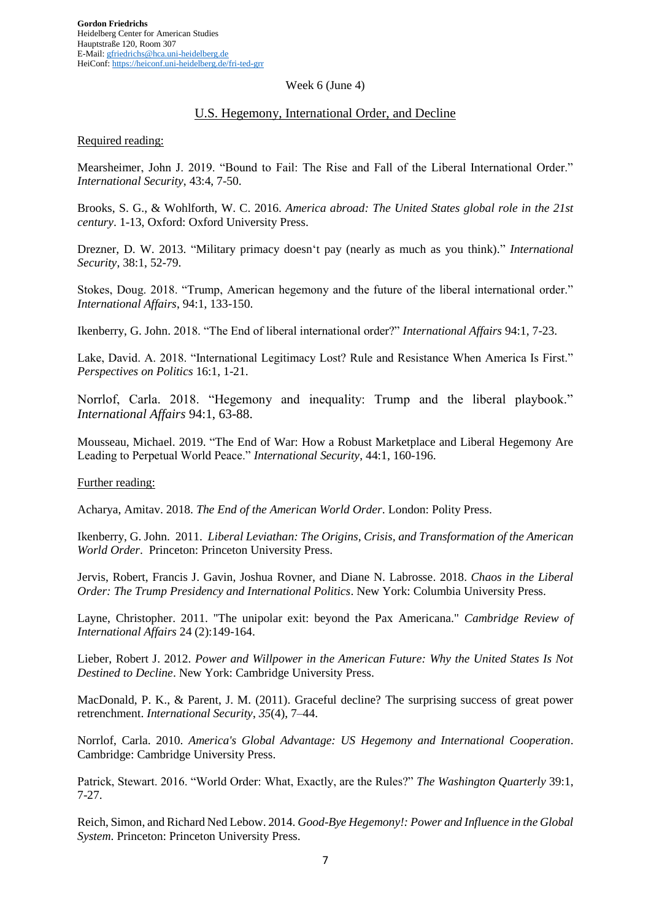**Gordon Friedrichs**
Heidelberg Center for American Studies
Hauptstraße 120, Room 307
E-Mail: gfriedrichs@hca.uni-heidelberg.de
HeiConf: https://heiconf.uni-heidelberg.de/fri-ted-grr

Week 6 (June 4)

## U.S. Hegemony, International Order, and Decline

Required reading:

Mearsheimer, John J. 2019. "Bound to Fail: The Rise and Fall of the Liberal International Order." *International Security*, 43:4, 7-50.

Brooks, S. G., & Wohlforth, W. C. 2016. *America abroad: The United States global role in the 21st century*. 1-13, Oxford: Oxford University Press.

Drezner, D. W. 2013. "Military primacy doesn't pay (nearly as much as you think)." *International Security*, 38:1, 52-79.

Stokes, Doug. 2018. "Trump, American hegemony and the future of the liberal international order." *International Affairs*, 94:1, 133-150.

Ikenberry, G. John. 2018. "The End of liberal international order?" *International Affairs* 94:1, 7-23.

Lake, David. A. 2018. "International Legitimacy Lost? Rule and Resistance When America Is First." *Perspectives on Politics* 16:1, 1-21.

Norrlof, Carla. 2018. "Hegemony and inequality: Trump and the liberal playbook." *International Affairs* 94:1, 63-88.

Mousseau, Michael. 2019. "The End of War: How a Robust Marketplace and Liberal Hegemony Are Leading to Perpetual World Peace." *International Security*, 44:1, 160-196.

Further reading:

Acharya, Amitav. 2018. *The End of the American World Order*. London: Polity Press.

Ikenberry, G. John. 2011. *Liberal Leviathan: The Origins, Crisis, and Transformation of the American World Order*. Princeton: Princeton University Press.

Jervis, Robert, Francis J. Gavin, Joshua Rovner, and Diane N. Labrosse. 2018. *Chaos in the Liberal Order: The Trump Presidency and International Politics*. New York: Columbia University Press.

Layne, Christopher. 2011. "The unipolar exit: beyond the Pax Americana." *Cambridge Review of International Affairs* 24 (2):149-164.

Lieber, Robert J. 2012. *Power and Willpower in the American Future: Why the United States Is Not Destined to Decline*. New York: Cambridge University Press.

MacDonald, P. K., & Parent, J. M. (2011). Graceful decline? The surprising success of great power retrenchment. *International Security*, *35*(4), 7–44.

Norrlof, Carla. 2010. *America's Global Advantage: US Hegemony and International Cooperation*. Cambridge: Cambridge University Press.

Patrick, Stewart. 2016. "World Order: What, Exactly, are the Rules?" *The Washington Quarterly* 39:1, 7-27.

Reich, Simon, and Richard Ned Lebow. 2014. *Good-Bye Hegemony!: Power and Influence in the Global System*. Princeton: Princeton University Press.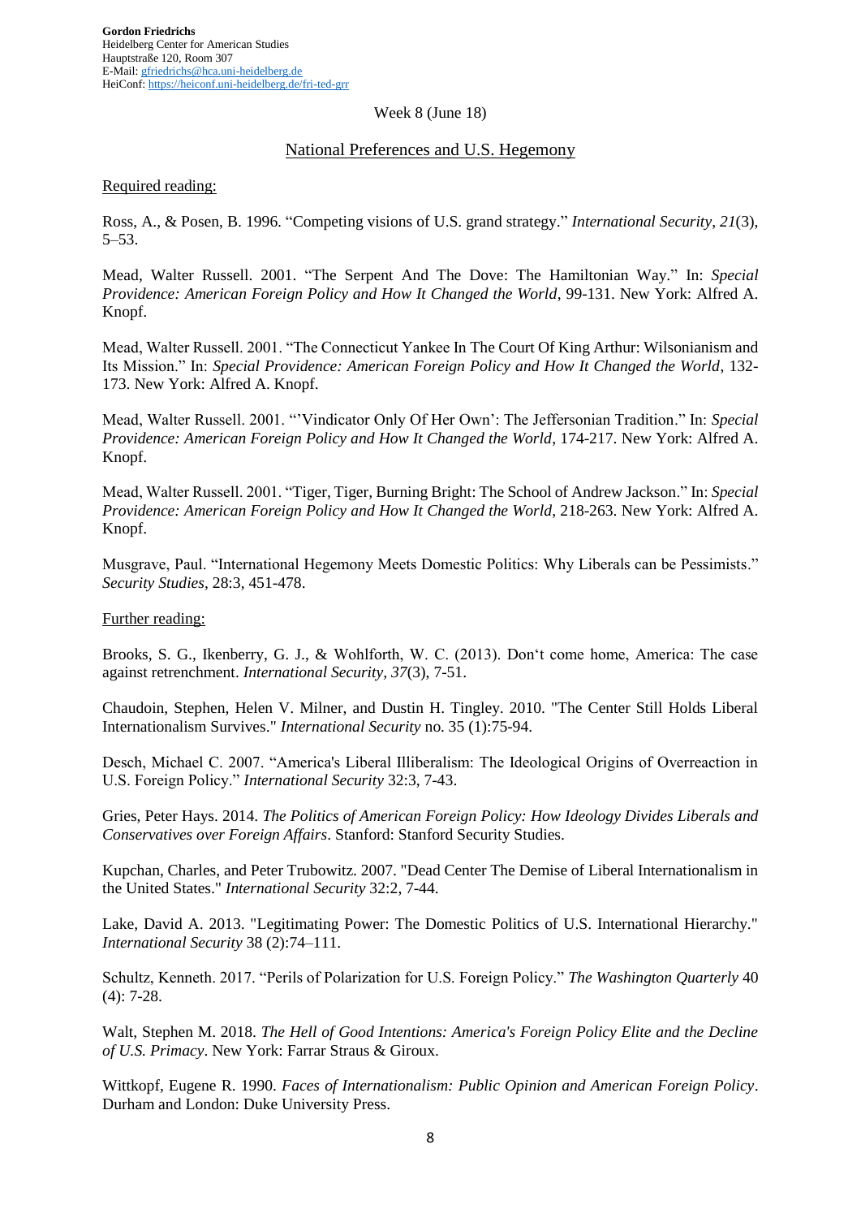**Gordon Friedrichs**
Heidelberg Center for American Studies
Hauptstraße 120, Room 307
E-Mail: gfriedrichs@hca.uni-heidelberg.de
HeiConf: https://heiconf.uni-heidelberg.de/fri-ted-grr

Week 8 (June 18)

## National Preferences and U.S. Hegemony

Required reading:

Ross, A., & Posen, B. 1996. "Competing visions of U.S. grand strategy." *International Security*, *21*(3), 5–53.

Mead, Walter Russell. 2001. "The Serpent And The Dove: The Hamiltonian Way." In: *Special Providence: American Foreign Policy and How It Changed the World*, 99-131. New York: Alfred A. Knopf.

Mead, Walter Russell. 2001. "The Connecticut Yankee In The Court Of King Arthur: Wilsonianism and Its Mission." In: *Special Providence: American Foreign Policy and How It Changed the World*, 132-173. New York: Alfred A. Knopf.

Mead, Walter Russell. 2001. "'Vindicator Only Of Her Own': The Jeffersonian Tradition." In: *Special Providence: American Foreign Policy and How It Changed the World*, 174-217. New York: Alfred A. Knopf.

Mead, Walter Russell. 2001. "Tiger, Tiger, Burning Bright: The School of Andrew Jackson." In: *Special Providence: American Foreign Policy and How It Changed the World*, 218-263. New York: Alfred A. Knopf.

Musgrave, Paul. "International Hegemony Meets Domestic Politics: Why Liberals can be Pessimists." *Security Studies*, 28:3, 451-478.

Further reading:

Brooks, S. G., Ikenberry, G. J., & Wohlforth, W. C. (2013). Don't come home, America: The case against retrenchment. *International Security*, *37*(3), 7-51.

Chaudoin, Stephen, Helen V. Milner, and Dustin H. Tingley. 2010. "The Center Still Holds Liberal Internationalism Survives." *International Security* no. 35 (1):75-94.

Desch, Michael C. 2007. "America's Liberal Illiberalism: The Ideological Origins of Overreaction in U.S. Foreign Policy." *International Security* 32:3, 7-43.

Gries, Peter Hays. 2014. *The Politics of American Foreign Policy: How Ideology Divides Liberals and Conservatives over Foreign Affairs*. Stanford: Stanford Security Studies.

Kupchan, Charles, and Peter Trubowitz. 2007. "Dead Center The Demise of Liberal Internationalism in the United States." *International Security* 32:2, 7-44.

Lake, David A. 2013. "Legitimating Power: The Domestic Politics of U.S. International Hierarchy." *International Security* 38 (2):74–111.

Schultz, Kenneth. 2017. "Perils of Polarization for U.S. Foreign Policy." *The Washington Quarterly* 40 (4): 7-28.

Walt, Stephen M. 2018. *The Hell of Good Intentions: America's Foreign Policy Elite and the Decline of U.S. Primacy*. New York: Farrar Straus & Giroux.

Wittkopf, Eugene R. 1990. *Faces of Internationalism: Public Opinion and American Foreign Policy*. Durham and London: Duke University Press.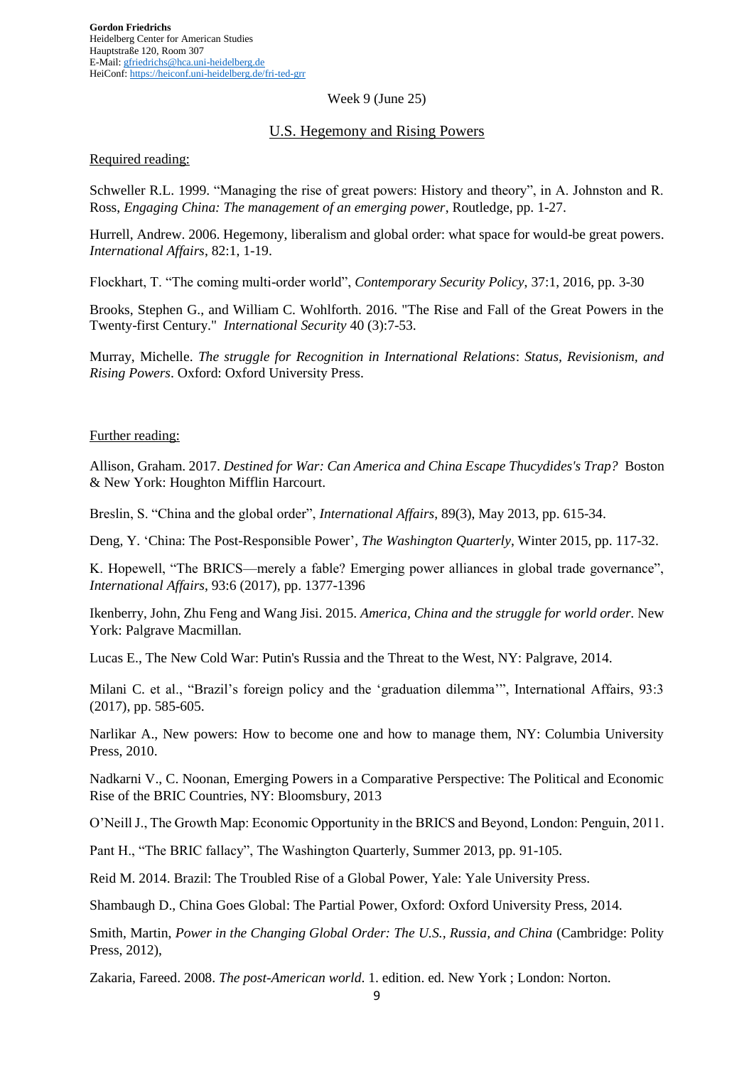**Gordon Friedrichs**
Heidelberg Center for American Studies
Hauptstraße 120, Room 307
E-Mail: gfriedrichs@hca.uni-heidelberg.de
HeiConf: https://heiconf.uni-heidelberg.de/fri-ted-grr

Week 9 (June 25)

## U.S. Hegemony and Rising Powers

Required reading:

Schweller R.L. 1999. "Managing the rise of great powers: History and theory", in A. Johnston and R. Ross, *Engaging China: The management of an emerging power*, Routledge, pp. 1-27.

Hurrell, Andrew. 2006. Hegemony, liberalism and global order: what space for would-be great powers. *International Affairs*, 82:1, 1-19.

Flockhart, T. "The coming multi-order world", *Contemporary Security Policy*, 37:1, 2016, pp. 3-30

Brooks, Stephen G., and William C. Wohlforth. 2016. "The Rise and Fall of the Great Powers in the Twenty-first Century." *International Security* 40 (3):7-53.

Murray, Michelle. *The struggle for Recognition in International Relations*: *Status, Revisionism, and Rising Powers*. Oxford: Oxford University Press.

Further reading:

Allison, Graham. 2017. *Destined for War: Can America and China Escape Thucydides's Trap?* Boston & New York: Houghton Mifflin Harcourt.

Breslin, S. "China and the global order", *International Affairs*, 89(3), May 2013, pp. 615-34.

Deng, Y. 'China: The Post-Responsible Power', *The Washington Quarterly*, Winter 2015, pp. 117-32.

K. Hopewell, "The BRICS—merely a fable? Emerging power alliances in global trade governance", *International Affairs*, 93:6 (2017), pp. 1377-1396

Ikenberry, John, Zhu Feng and Wang Jisi. 2015. *America, China and the struggle for world order.* New York: Palgrave Macmillan.

Lucas E., The New Cold War: Putin's Russia and the Threat to the West, NY: Palgrave, 2014.

Milani C. et al., "Brazil's foreign policy and the 'graduation dilemma'", International Affairs, 93:3 (2017), pp. 585-605.

Narlikar A., New powers: How to become one and how to manage them, NY: Columbia University Press, 2010.

Nadkarni V., C. Noonan, Emerging Powers in a Comparative Perspective: The Political and Economic Rise of the BRIC Countries, NY: Bloomsbury, 2013

O'Neill J., The Growth Map: Economic Opportunity in the BRICS and Beyond, London: Penguin, 2011.

Pant H., "The BRIC fallacy", The Washington Quarterly, Summer 2013, pp. 91-105.

Reid M. 2014. Brazil: The Troubled Rise of a Global Power, Yale: Yale University Press.

Shambaugh D., China Goes Global: The Partial Power, Oxford: Oxford University Press, 2014.

Smith, Martin, *Power in the Changing Global Order: The U.S., Russia, and China* (Cambridge: Polity Press, 2012),

Zakaria, Fareed. 2008. *The post-American world*. 1. edition. ed. New York ; London: Norton.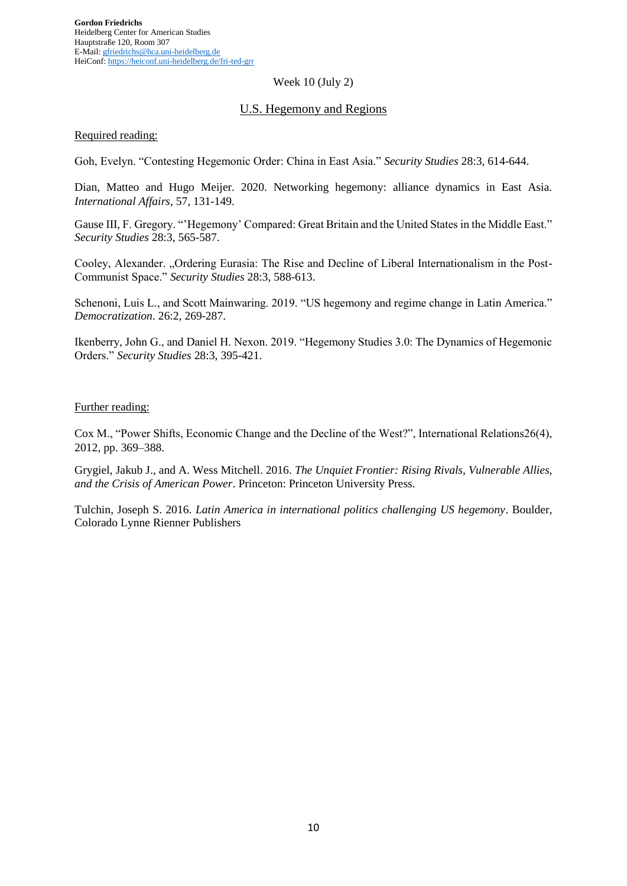**Gordon Friedrichs**
Heidelberg Center for American Studies
Hauptstraße 120, Room 307
E-Mail: gfriedrichs@hca.uni-heidelberg.de
HeiConf: https://heiconf.uni-heidelberg.de/fri-ted-grr

Week 10 (July 2)

## U.S. Hegemony and Regions

Required reading:

Goh, Evelyn. “Contesting Hegemonic Order: China in East Asia.” *Security Studies* 28:3, 614-644.

Dian, Matteo and Hugo Meijer. 2020. Networking hegemony: alliance dynamics in East Asia. *International Affairs*, 57, 131-149.

Gause III, F. Gregory. “’Hegemony’ Compared: Great Britain and the United States in the Middle East.” *Security Studies* 28:3, 565-587.

Cooley, Alexander. „Ordering Eurasia: The Rise and Decline of Liberal Internationalism in the Post-Communist Space.” *Security Studies* 28:3, 588-613.

Schenoni, Luis L., and Scott Mainwaring. 2019. “US hegemony and regime change in Latin America.” *Democratization*. 26:2, 269-287.

Ikenberry, John G., and Daniel H. Nexon. 2019. “Hegemony Studies 3.0: The Dynamics of Hegemonic Orders.” *Security Studies* 28:3, 395-421.

Further reading:

Cox M., “Power Shifts, Economic Change and the Decline of the West?”, International Relations26(4), 2012, pp. 369–388.

Grygiel, Jakub J., and A. Wess Mitchell. 2016. *The Unquiet Frontier: Rising Rivals, Vulnerable Allies, and the Crisis of American Power*. Princeton: Princeton University Press.

Tulchin, Joseph S. 2016. *Latin America in international politics challenging US hegemony*. Boulder, Colorado Lynne Rienner Publishers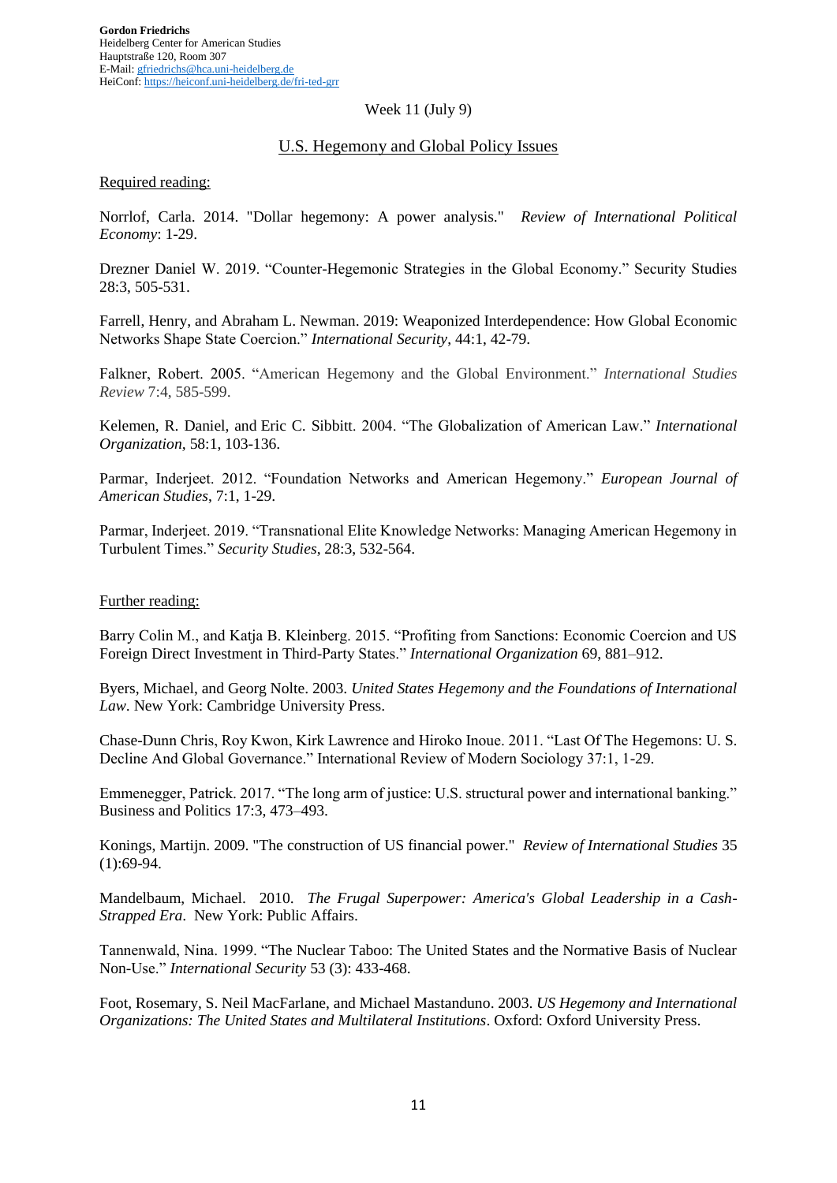**Gordon Friedrichs**
Heidelberg Center for American Studies
Hauptstraße 120, Room 307
E-Mail: gfriedrichs@hca.uni-heidelberg.de
HeiConf: https://heiconf.uni-heidelberg.de/fri-ted-grr

Week 11 (July 9)

## U.S. Hegemony and Global Policy Issues

Required reading:

Norrlof, Carla. 2014. "Dollar hegemony: A power analysis." *Review of International Political Economy*: 1-29.

Drezner Daniel W. 2019. "Counter-Hegemonic Strategies in the Global Economy." Security Studies 28:3, 505-531.

Farrell, Henry, and Abraham L. Newman. 2019: Weaponized Interdependence: How Global Economic Networks Shape State Coercion." *International Security*, 44:1, 42-79.

Falkner, Robert. 2005. "American Hegemony and the Global Environment." *International Studies Review* 7:4, 585-599.

Kelemen, R. Daniel, and Eric C. Sibbitt. 2004. "The Globalization of American Law." *International Organization*, 58:1, 103-136.

Parmar, Inderjeet. 2012. "Foundation Networks and American Hegemony." *European Journal of American Studies*, 7:1, 1-29.

Parmar, Inderjeet. 2019. "Transnational Elite Knowledge Networks: Managing American Hegemony in Turbulent Times." *Security Studies*, 28:3, 532-564.

Further reading:

Barry Colin M., and Katja B. Kleinberg. 2015. "Profiting from Sanctions: Economic Coercion and US Foreign Direct Investment in Third-Party States." *International Organization* 69, 881–912.

Byers, Michael, and Georg Nolte. 2003. *United States Hegemony and the Foundations of International Law*. New York: Cambridge University Press.

Chase-Dunn Chris, Roy Kwon, Kirk Lawrence and Hiroko Inoue. 2011. "Last Of The Hegemons: U. S. Decline And Global Governance." International Review of Modern Sociology 37:1, 1-29.

Emmenegger, Patrick. 2017. "The long arm of justice: U.S. structural power and international banking." Business and Politics 17:3, 473–493.

Konings, Martijn. 2009. "The construction of US financial power." *Review of International Studies* 35 (1):69-94.

Mandelbaum, Michael. 2010. *The Frugal Superpower: America's Global Leadership in a Cash-Strapped Era*. New York: Public Affairs.

Tannenwald, Nina. 1999. "The Nuclear Taboo: The United States and the Normative Basis of Nuclear Non-Use." *International Security* 53 (3): 433-468.

Foot, Rosemary, S. Neil MacFarlane, and Michael Mastanduno. 2003. *US Hegemony and International Organizations: The United States and Multilateral Institutions*. Oxford: Oxford University Press.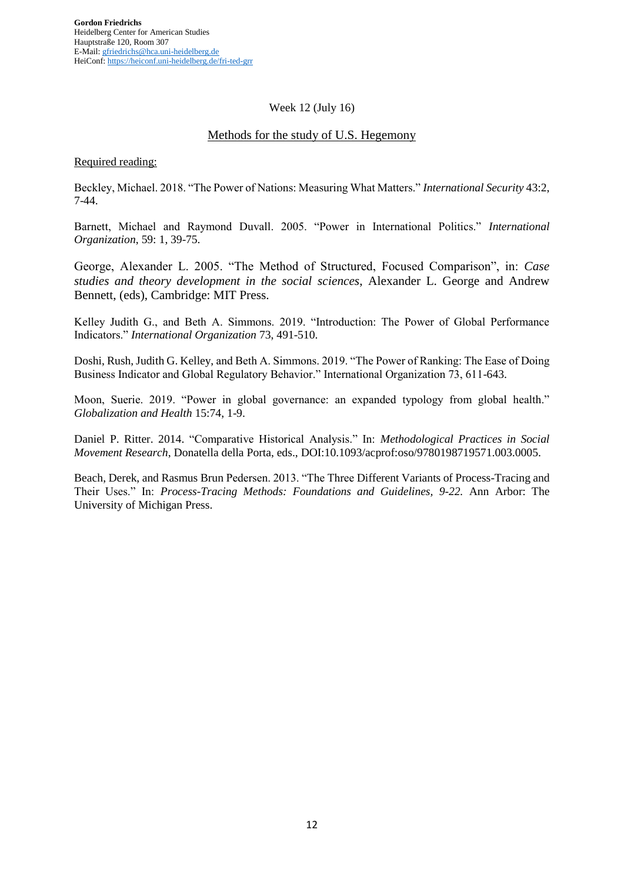**Gordon Friedrichs**
Heidelberg Center for American Studies
Hauptstraße 120, Room 307
E-Mail: gfriedrichs@hca.uni-heidelberg.de
HeiConf: https://heiconf.uni-heidelberg.de/fri-ted-grr

Week 12 (July 16)

## Methods for the study of U.S. Hegemony

Required reading:

Beckley, Michael. 2018. "The Power of Nations: Measuring What Matters." *International Security* 43:2, 7-44.

Barnett, Michael and Raymond Duvall. 2005. "Power in International Politics." *International Organization*, 59: 1, 39-75.

George, Alexander L. 2005. "The Method of Structured, Focused Comparison", in: *Case studies and theory development in the social sciences*, Alexander L. George and Andrew Bennett, (eds), Cambridge: MIT Press.

Kelley Judith G., and Beth A. Simmons. 2019. "Introduction: The Power of Global Performance Indicators." *International Organization* 73, 491-510.

Doshi, Rush, Judith G. Kelley, and Beth A. Simmons. 2019. "The Power of Ranking: The Ease of Doing Business Indicator and Global Regulatory Behavior." International Organization 73, 611-643.

Moon, Suerie. 2019. "Power in global governance: an expanded typology from global health." *Globalization and Health* 15:74, 1-9.

Daniel P. Ritter. 2014. "Comparative Historical Analysis." In: *Methodological Practices in Social Movement Research*, Donatella della Porta, eds., DOI:10.1093/acprof:oso/9780198719571.003.0005.

Beach, Derek, and Rasmus Brun Pedersen. 2013. "The Three Different Variants of Process-Tracing and Their Uses." In: *Process-Tracing Methods: Foundations and Guidelines, 9-22.* Ann Arbor: The University of Michigan Press.